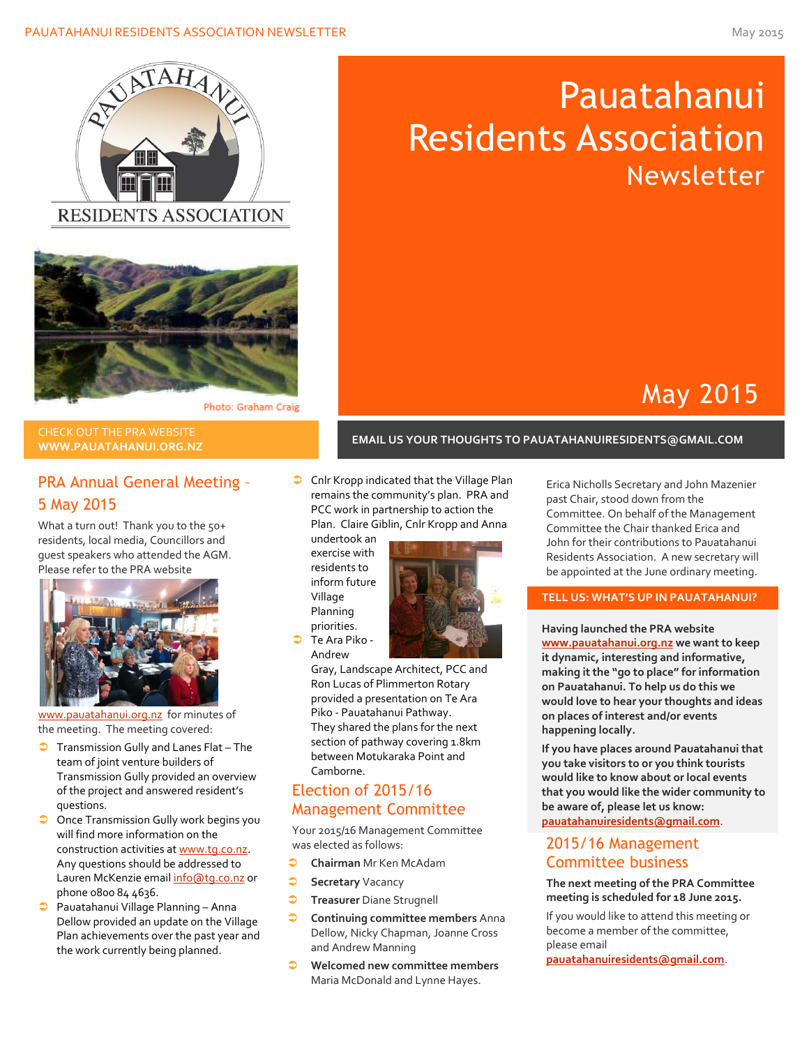# Pauatahanui Residents Association Newsletter

May 2015

Photo: Graham Craig

CHECK OUT THE PRA WEBSITE **WWW.PAUATAHANUI.ORG.NZ**

**EMAIL US YOUR THOUGHTS TO PAUATAHANUIRESIDENTS@GMAIL.COM**

## PRA Annual General Meeting - 5 May 2015

What a turn out! Thank you to the 50+ residents, local media, Councillors and guest speakers who attended the AGM. Please refer to the PRA website www.pauatahanui.org.nz for minutes of the meeting. The meeting covered:

- Transmission Gully and Lanes Flat – The team of joint venture builders of Transmission Gully provided an overview of the project and answered resident's questions.
- Once Transmission Gully work begins you will find more information on the construction activities at www.tg.co.nz. Any questions should be addressed to Lauren McKenzie email info@tg.co.nz or phone 0800 84 4636.
- Pauatahanui Village Planning – Anna Dellow provided an update on the Village Plan achievements over the past year and the work currently being planned.
- Cnlr Kropp indicated that the Village Plan remains the community's plan. PRA and PCC work in partnership to action the Plan. Claire Giblin, Cnlr Kropp and Anna undertook an exercise with residents to inform future Village Planning priorities.
- Te Ara Piko - Andrew Gray, Landscape Architect, PCC and Ron Lucas of Plimmerton Rotary provided a presentation on Te Ara Piko - Pauatahanui Pathway. They shared the plans for the next section of pathway covering 1.8km between Motukaraka Point and Camborne.

## Election of 2015/16 Management Committee

Your 2015/16 Management Committee was elected as follows:

- **Chairman** Mr Ken McAdam
- **Secretary** Vacancy
- **Treasurer** Diane Strugnell
- **Continuing committee members** Anna Dellow, Nicky Chapman, Joanne Cross and Andrew Manning
- **Welcomed new committee members** Maria McDonald and Lynne Hayes.

Erica Nicholls Secretary and John Mazenier past Chair, stood down from the Committee. On behalf of the Management Committee the Chair thanked Erica and John for their contributions to Pauatahanui Residents Association. A new secretary will be appointed at the June ordinary meeting.

### TELL US: WHAT'S UP IN PAUATAHANUI?

**Having launched the PRA website www.pauatahanui.org.nz we want to keep it dynamic, interesting and informative, making it the "go to place" for information on Pauatahanui. To help us do this we would love to hear your thoughts and ideas on places of interest and/or events happening locally.**

**If you have places around Pauatahanui that you take visitors to or you think tourists would like to know about or local events that you would like the wider community to be aware of, please let us know: pauatahanuiresidents@gmail.com.**

## 2015/16 Management Committee business

**The next meeting of the PRA Committee meeting is scheduled for 18 June 2015.**

If you would like to attend this meeting or become a member of the committee, please email pauatahanuiresidents@gmail.com.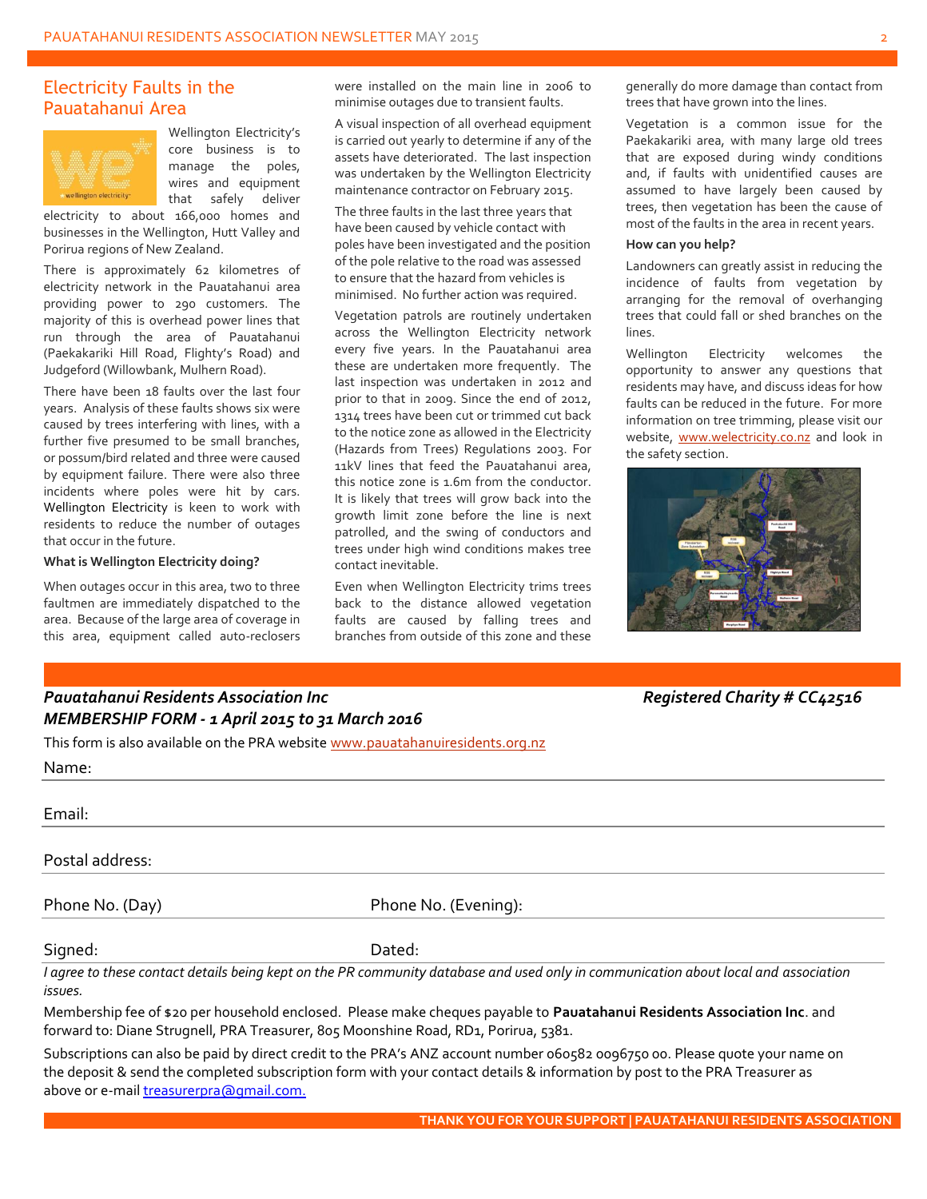## Electricity Faults in the Pauatahanui Area

Wellington Electricity's core business is to manage the poles, wires and equipment that safely deliver electricity to about 166,000 homes and businesses in the Wellington, Hutt Valley and Porirua regions of New Zealand.

There is approximately 62 kilometres of electricity network in the Pauatahanui area providing power to 290 customers. The majority of this is overhead power lines that run through the area of Pauatahanui (Paekakariki Hill Road, Flighty's Road) and Judgeford (Willowbank, Mulhern Road).

There have been 18 faults over the last four years. Analysis of these faults shows six were caused by trees interfering with lines, with a further five presumed to be small branches, or possum/bird related and three were caused by equipment failure. There were also three incidents where poles were hit by cars. Wellington Electricity is keen to work with residents to reduce the number of outages that occur in the future.

**What is Wellington Electricity doing?**

When outages occur in this area, two to three faultmen are immediately dispatched to the area. Because of the large area of coverage in this area, equipment called auto-reclosers were installed on the main line in 2006 to minimise outages due to transient faults.

A visual inspection of all overhead equipment is carried out yearly to determine if any of the assets have deteriorated. The last inspection was undertaken by the Wellington Electricity maintenance contractor on February 2015.

The three faults in the last three years that have been caused by vehicle contact with poles have been investigated and the position of the pole relative to the road was assessed to ensure that the hazard from vehicles is minimised. No further action was required.

Vegetation patrols are routinely undertaken across the Wellington Electricity network every five years. In the Pauatahanui area these are undertaken more frequently. The last inspection was undertaken in 2012 and prior to that in 2009. Since the end of 2012, 1314 trees have been cut or trimmed cut back to the notice zone as allowed in the Electricity (Hazards from Trees) Regulations 2003. For 11kV lines that feed the Pauatahanui area, this notice zone is 1.6m from the conductor. It is likely that trees will grow back into the growth limit zone before the line is next patrolled, and the swing of conductors and trees under high wind conditions makes tree contact inevitable.

Even when Wellington Electricity trims trees back to the distance allowed vegetation faults are caused by falling trees and branches from outside of this zone and these generally do more damage than contact from trees that have grown into the lines.

Vegetation is a common issue for the Paekakariki area, with many large old trees that are exposed during windy conditions and, if faults with unidentified causes are assumed to have largely been caused by trees, then vegetation has been the cause of most of the faults in the area in recent years.

**How can you help?**

Landowners can greatly assist in reducing the incidence of faults from vegetation by arranging for the removal of overhanging trees that could fall or shed branches on the lines.

Wellington Electricity welcomes the opportunity to answer any questions that residents may have, and discuss ideas for how faults can be reduced in the future. For more information on tree trimming, please visit our website, www.welectricity.co.nz and look in the safety section.

---

***Pauatahanui Residents Association Inc*** ***Registered Charity # CC42516***

***MEMBERSHIP FORM - 1 April 2015 to 31 March 2016***

This form is also available on the PRA website www.pauatahanuiresidents.org.nz

Name:

Email:

Postal address:

Phone No. (Day) Phone No. (Evening):

Signed: Dated:

*I agree to these contact details being kept on the PR community database and used only in communication about local and association issues.*

Membership fee of $20 per household enclosed. Please make cheques payable to **Pauatahanui Residents Association Inc**. and forward to: Diane Strugnell, PRA Treasurer, 805 Moonshine Road, RD1, Porirua, 5381.

Subscriptions can also be paid by direct credit to the PRA's ANZ account number 060582 0096750 00. Please quote your name on the deposit & send the completed subscription form with your contact details & information by post to the PRA Treasurer as above or e-mail treasurerpra@gmail.com.

**THANK YOU FOR YOUR SUPPORT | PAUATAHANUI RESIDENTS ASSOCIATION**